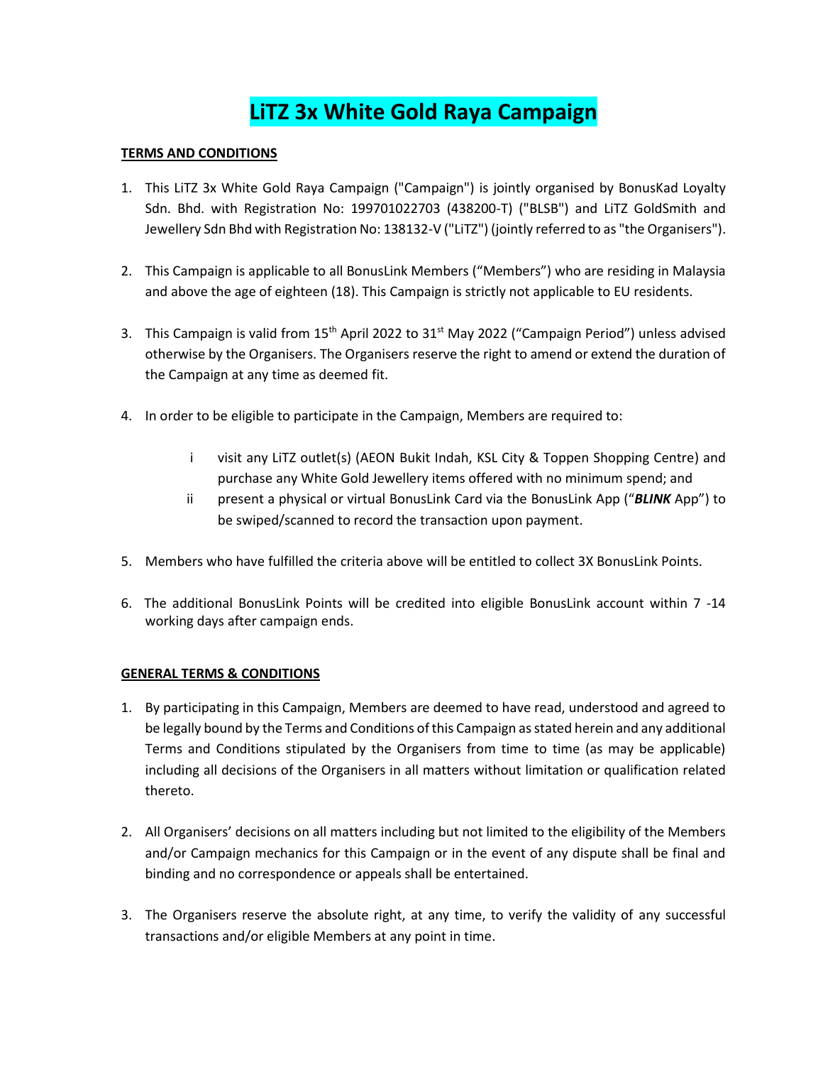# LiTZ 3x White Gold Raya Campaign

**TERMS AND CONDITIONS**

1. This LiTZ 3x White Gold Raya Campaign ("Campaign") is jointly organised by BonusKad Loyalty Sdn. Bhd. with Registration No: 199701022703 (438200-T) ("BLSB") and LiTZ GoldSmith and Jewellery Sdn Bhd with Registration No: 138132-V ("LiTZ") (jointly referred to as "the Organisers").

2. This Campaign is applicable to all BonusLink Members ("Members") who are residing in Malaysia and above the age of eighteen (18). This Campaign is strictly not applicable to EU residents.

3. This Campaign is valid from 15th April 2022 to 31st May 2022 ("Campaign Period") unless advised otherwise by the Organisers. The Organisers reserve the right to amend or extend the duration of the Campaign at any time as deemed fit.

4. In order to be eligible to participate in the Campaign, Members are required to:

   i. visit any LiTZ outlet(s) (AEON Bukit Indah, KSL City & Toppen Shopping Centre) and purchase any White Gold Jewellery items offered with no minimum spend; and
   
   ii. present a physical or virtual BonusLink Card via the BonusLink App ("***BLINK*** App") to be swiped/scanned to record the transaction upon payment.

5. Members who have fulfilled the criteria above will be entitled to collect 3X BonusLink Points.

6. The additional BonusLink Points will be credited into eligible BonusLink account within 7 -14 working days after campaign ends.

**GENERAL TERMS & CONDITIONS**

1. By participating in this Campaign, Members are deemed to have read, understood and agreed to be legally bound by the Terms and Conditions of this Campaign as stated herein and any additional Terms and Conditions stipulated by the Organisers from time to time (as may be applicable) including all decisions of the Organisers in all matters without limitation or qualification related thereto.

2. All Organisers' decisions on all matters including but not limited to the eligibility of the Members and/or Campaign mechanics for this Campaign or in the event of any dispute shall be final and binding and no correspondence or appeals shall be entertained.

3. The Organisers reserve the absolute right, at any time, to verify the validity of any successful transactions and/or eligible Members at any point in time.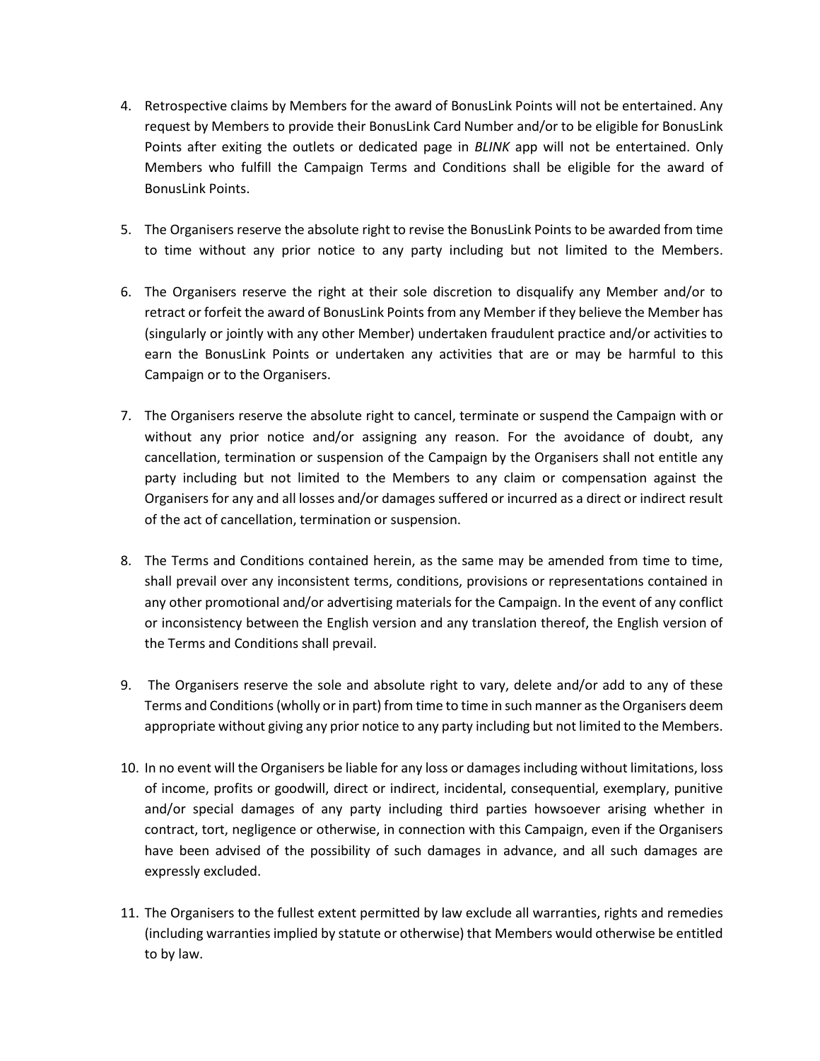4. Retrospective claims by Members for the award of BonusLink Points will not be entertained. Any request by Members to provide their BonusLink Card Number and/or to be eligible for BonusLink Points after exiting the outlets or dedicated page in *BLINK* app will not be entertained. Only Members who fulfill the Campaign Terms and Conditions shall be eligible for the award of BonusLink Points.

5. The Organisers reserve the absolute right to revise the BonusLink Points to be awarded from time to time without any prior notice to any party including but not limited to the Members.

6. The Organisers reserve the right at their sole discretion to disqualify any Member and/or to retract or forfeit the award of BonusLink Points from any Member if they believe the Member has (singularly or jointly with any other Member) undertaken fraudulent practice and/or activities to earn the BonusLink Points or undertaken any activities that are or may be harmful to this Campaign or to the Organisers.

7. The Organisers reserve the absolute right to cancel, terminate or suspend the Campaign with or without any prior notice and/or assigning any reason. For the avoidance of doubt, any cancellation, termination or suspension of the Campaign by the Organisers shall not entitle any party including but not limited to the Members to any claim or compensation against the Organisers for any and all losses and/or damages suffered or incurred as a direct or indirect result of the act of cancellation, termination or suspension.

8. The Terms and Conditions contained herein, as the same may be amended from time to time, shall prevail over any inconsistent terms, conditions, provisions or representations contained in any other promotional and/or advertising materials for the Campaign. In the event of any conflict or inconsistency between the English version and any translation thereof, the English version of the Terms and Conditions shall prevail.

9. The Organisers reserve the sole and absolute right to vary, delete and/or add to any of these Terms and Conditions (wholly or in part) from time to time in such manner as the Organisers deem appropriate without giving any prior notice to any party including but not limited to the Members.

10. In no event will the Organisers be liable for any loss or damages including without limitations, loss of income, profits or goodwill, direct or indirect, incidental, consequential, exemplary, punitive and/or special damages of any party including third parties howsoever arising whether in contract, tort, negligence or otherwise, in connection with this Campaign, even if the Organisers have been advised of the possibility of such damages in advance, and all such damages are expressly excluded.

11. The Organisers to the fullest extent permitted by law exclude all warranties, rights and remedies (including warranties implied by statute or otherwise) that Members would otherwise be entitled to by law.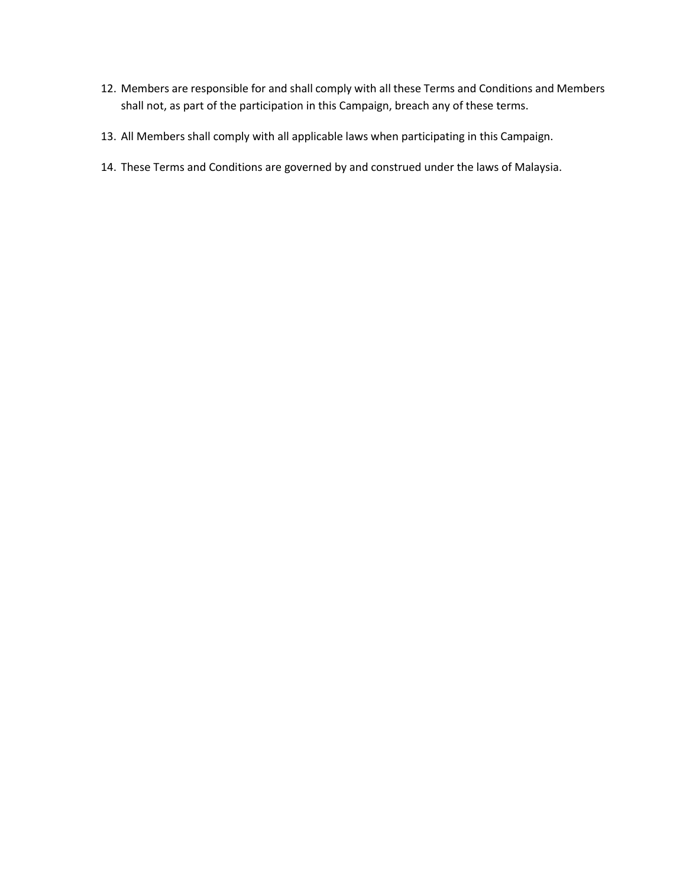12. Members are responsible for and shall comply with all these Terms and Conditions and Members shall not, as part of the participation in this Campaign, breach any of these terms.

13. All Members shall comply with all applicable laws when participating in this Campaign.

14. These Terms and Conditions are governed by and construed under the laws of Malaysia.